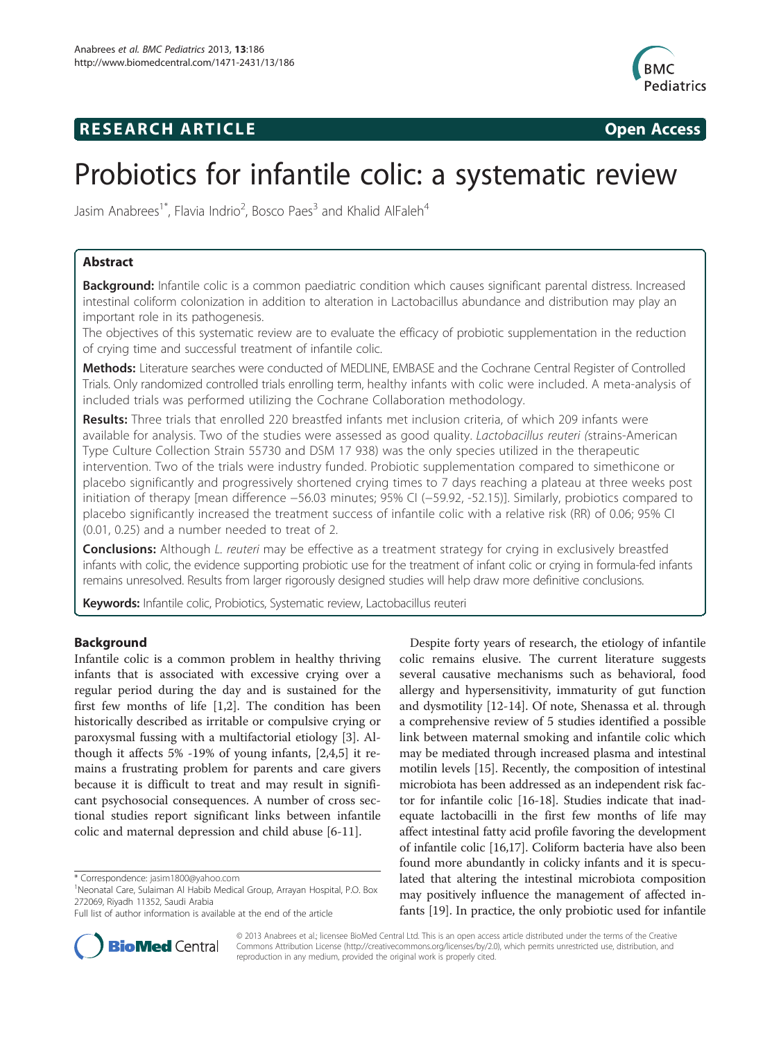**RESEARCH ARTICLE** **Open Access**

# Probiotics for infantile colic: a systematic review

Jasim Anabrees[1*], Flavia Indrio[2], Bosco Paes[3] and Khalid AlFaleh[4]

## Abstract

**Background:** Infantile colic is a common paediatric condition which causes significant parental distress. Increased intestinal coliform colonization in addition to alteration in Lactobacillus abundance and distribution may play an important role in its pathogenesis.

The objectives of this systematic review are to evaluate the efficacy of probiotic supplementation in the reduction of crying time and successful treatment of infantile colic.

**Methods:** Literature searches were conducted of MEDLINE, EMBASE and the Cochrane Central Register of Controlled Trials. Only randomized controlled trials enrolling term, healthy infants with colic were included. A meta-analysis of included trials was performed utilizing the Cochrane Collaboration methodology.

**Results:** Three trials that enrolled 220 breastfed infants met inclusion criteria, of which 209 infants were available for analysis. Two of the studies were assessed as good quality. *Lactobacillus reuteri (*strains-American Type Culture Collection Strain 55730 and DSM 17 938) was the only species utilized in the therapeutic intervention. Two of the trials were industry funded. Probiotic supplementation compared to simethicone or placebo significantly and progressively shortened crying times to 7 days reaching a plateau at three weeks post initiation of therapy [mean difference −56.03 minutes; 95% CI (−59.92, -52.15)]. Similarly, probiotics compared to placebo significantly increased the treatment success of infantile colic with a relative risk (RR) of 0.06; 95% CI (0.01, 0.25) and a number needed to treat of 2.

**Conclusions:** Although *L. reuteri* may be effective as a treatment strategy for crying in exclusively breastfed infants with colic, the evidence supporting probiotic use for the treatment of infant colic or crying in formula-fed infants remains unresolved. Results from larger rigorously designed studies will help draw more definitive conclusions.

**Keywords:** Infantile colic, Probiotics, Systematic review, Lactobacillus reuteri

## Background

Infantile colic is a common problem in healthy thriving infants that is associated with excessive crying over a regular period during the day and is sustained for the first few months of life [1,2]. The condition has been historically described as irritable or compulsive crying or paroxysmal fussing with a multifactorial etiology [3]. Although it affects 5% -19% of young infants, [2,4,5] it remains a frustrating problem for parents and care givers because it is difficult to treat and may result in significant psychosocial consequences. A number of cross sectional studies report significant links between infantile colic and maternal depression and child abuse [6-11].

Despite forty years of research, the etiology of infantile colic remains elusive. The current literature suggests several causative mechanisms such as behavioral, food allergy and hypersensitivity, immaturity of gut function and dysmotility [12-14]. Of note, Shenassa et al. through a comprehensive review of 5 studies identified a possible link between maternal smoking and infantile colic which may be mediated through increased plasma and intestinal motilin levels [15]. Recently, the composition of intestinal microbiota has been addressed as an independent risk factor for infantile colic [16-18]. Studies indicate that inadequate lactobacilli in the first few months of life may affect intestinal fatty acid profile favoring the development of infantile colic [16,17]. Coliform bacteria have also been found more abundantly in colicky infants and it is speculated that altering the intestinal microbiota composition may positively influence the management of affected infants [19]. In practice, the only probiotic used for infantile

\* Correspondence: jasim1800@yahoo.com
[1]Neonatal Care, Sulaiman Al Habib Medical Group, Arrayan Hospital, P.O. Box 272069, Riyadh 11352, Saudi Arabia
Full list of author information is available at the end of the article

© 2013 Anabrees et al.; licensee BioMed Central Ltd. This is an open access article distributed under the terms of the Creative Commons Attribution License (http://creativecommons.org/licenses/by/2.0), which permits unrestricted use, distribution, and reproduction in any medium, provided the original work is properly cited.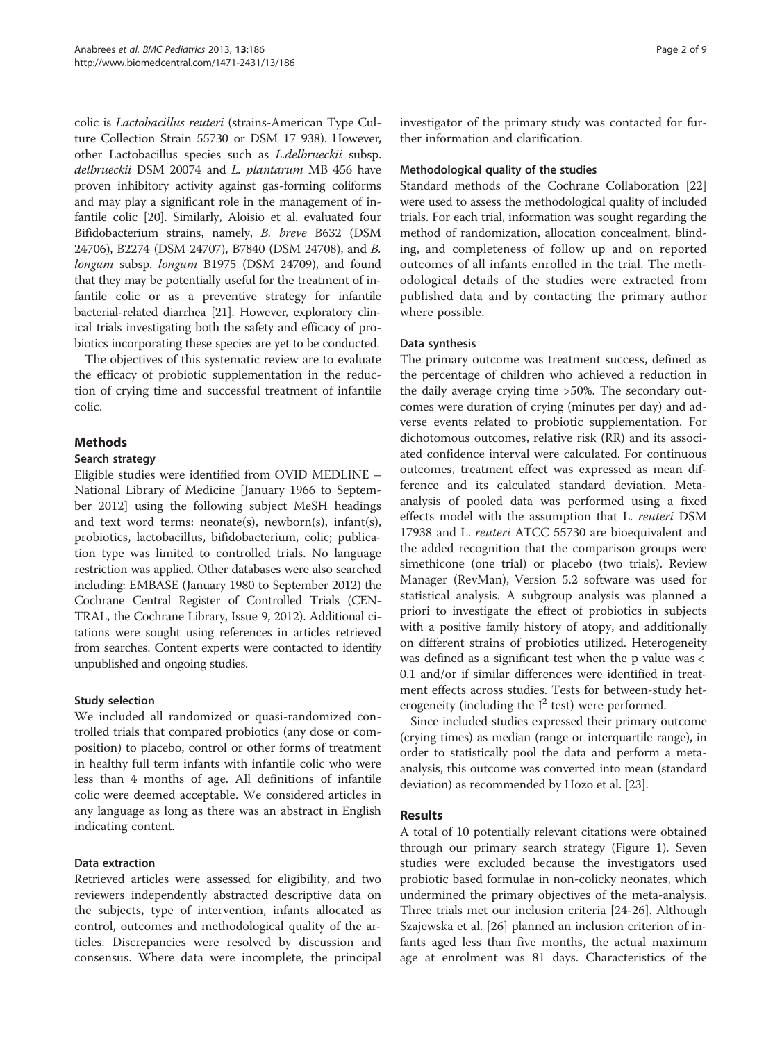colic is *Lactobacillus reuteri* (strains-American Type Culture Collection Strain 55730 or DSM 17 938). However, other Lactobacillus species such as *L.delbrueckii* subsp. *delbrueckii* DSM 20074 and *L. plantarum* MB 456 have proven inhibitory activity against gas-forming coliforms and may play a significant role in the management of infantile colic [20]. Similarly, Aloisio et al. evaluated four Bifidobacterium strains, namely, *B. breve* B632 (DSM 24706), B2274 (DSM 24707), B7840 (DSM 24708), and *B. longum* subsp. *longum* B1975 (DSM 24709), and found that they may be potentially useful for the treatment of infantile colic or as a preventive strategy for infantile bacterial-related diarrhea [21]. However, exploratory clinical trials investigating both the safety and efficacy of probiotics incorporating these species are yet to be conducted.

The objectives of this systematic review are to evaluate the efficacy of probiotic supplementation in the reduction of crying time and successful treatment of infantile colic.

## Methods

### Search strategy

Eligible studies were identified from OVID MEDLINE – National Library of Medicine [January 1966 to September 2012] using the following subject MeSH headings and text word terms: neonate(s), newborn(s), infant(s), probiotics, lactobacillus, bifidobacterium, colic; publication type was limited to controlled trials. No language restriction was applied. Other databases were also searched including: EMBASE (January 1980 to September 2012) the Cochrane Central Register of Controlled Trials (CENTRAL, the Cochrane Library, Issue 9, 2012). Additional citations were sought using references in articles retrieved from searches. Content experts were contacted to identify unpublished and ongoing studies.

### Study selection

We included all randomized or quasi-randomized controlled trials that compared probiotics (any dose or composition) to placebo, control or other forms of treatment in healthy full term infants with infantile colic who were less than 4 months of age. All definitions of infantile colic were deemed acceptable. We considered articles in any language as long as there was an abstract in English indicating content.

### Data extraction

Retrieved articles were assessed for eligibility, and two reviewers independently abstracted descriptive data on the subjects, type of intervention, infants allocated as control, outcomes and methodological quality of the articles. Discrepancies were resolved by discussion and consensus. Where data were incomplete, the principal investigator of the primary study was contacted for further information and clarification.

### Methodological quality of the studies

Standard methods of the Cochrane Collaboration [22] were used to assess the methodological quality of included trials. For each trial, information was sought regarding the method of randomization, allocation concealment, blinding, and completeness of follow up and on reported outcomes of all infants enrolled in the trial. The methodological details of the studies were extracted from published data and by contacting the primary author where possible.

### Data synthesis

The primary outcome was treatment success, defined as the percentage of children who achieved a reduction in the daily average crying time >50%. The secondary outcomes were duration of crying (minutes per day) and adverse events related to probiotic supplementation. For dichotomous outcomes, relative risk (RR) and its associated confidence interval were calculated. For continuous outcomes, treatment effect was expressed as mean difference and its calculated standard deviation. Meta-analysis of pooled data was performed using a fixed effects model with the assumption that L. *reuteri* DSM 17938 and L. *reuteri* ATCC 55730 are bioequivalent and the added recognition that the comparison groups were simethicone (one trial) or placebo (two trials). Review Manager (RevMan), Version 5.2 software was used for statistical analysis. A subgroup analysis was planned a priori to investigate the effect of probiotics in subjects with a positive family history of atopy, and additionally on different strains of probiotics utilized. Heterogeneity was defined as a significant test when the p value was < 0.1 and/or if similar differences were identified in treatment effects across studies. Tests for between-study heterogeneity (including the $I^2$ test) were performed.

Since included studies expressed their primary outcome (crying times) as median (range or interquartile range), in order to statistically pool the data and perform a meta-analysis, this outcome was converted into mean (standard deviation) as recommended by Hozo et al. [23].

## Results

A total of 10 potentially relevant citations were obtained through our primary search strategy (Figure 1). Seven studies were excluded because the investigators used probiotic based formulae in non-colicky neonates, which undermined the primary objectives of the meta-analysis. Three trials met our inclusion criteria [24-26]. Although Szajewska et al. [26] planned an inclusion criterion of infants aged less than five months, the actual maximum age at enrolment was 81 days. Characteristics of the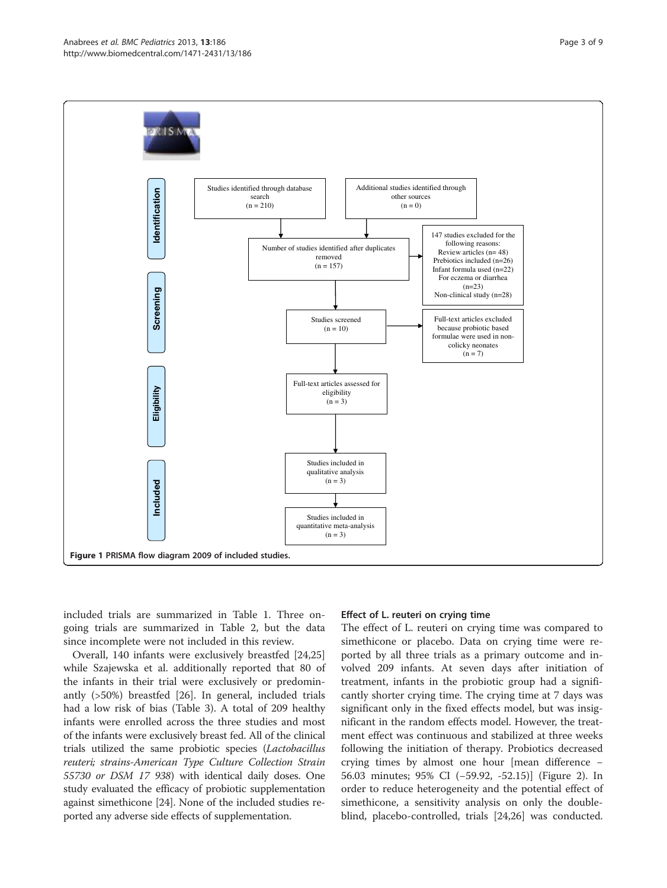Figure 1 PRISMA flow diagram 2009 of included studies.

included trials are summarized in Table 1. Three ongoing trials are summarized in Table 2, but the data since incomplete were not included in this review.

Overall, 140 infants were exclusively breastfed [24,25] while Szajewska et al. additionally reported that 80 of the infants in their trial were exclusively or predominantly (>50%) breastfed [26]. In general, included trials had a low risk of bias (Table 3). A total of 209 healthy infants were enrolled across the three studies and most of the infants were exclusively breast fed. All of the clinical trials utilized the same probiotic species (*Lactobacillus reuteri; strains-American Type Culture Collection Strain 55730 or DSM 17 938*) with identical daily doses. One study evaluated the efficacy of probiotic supplementation against simethicone [24]. None of the included studies reported any adverse side effects of supplementation.

### Effect of L. reuteri on crying time

The effect of L. reuteri on crying time was compared to simethicone or placebo. Data on crying time were reported by all three trials as a primary outcome and involved 209 infants. At seven days after initiation of treatment, infants in the probiotic group had a significantly shorter crying time. The crying time at 7 days was significant only in the fixed effects model, but was insignificant in the random effects model. However, the treatment effect was continuous and stabilized at three weeks following the initiation of therapy. Probiotics decreased crying times by almost one hour [mean difference −56.03 minutes; 95% CI (−59.92, -52.15)] (Figure 2). In order to reduce heterogeneity and the potential effect of simethicone, a sensitivity analysis on only the double-blind, placebo-controlled, trials [24,26] was conducted.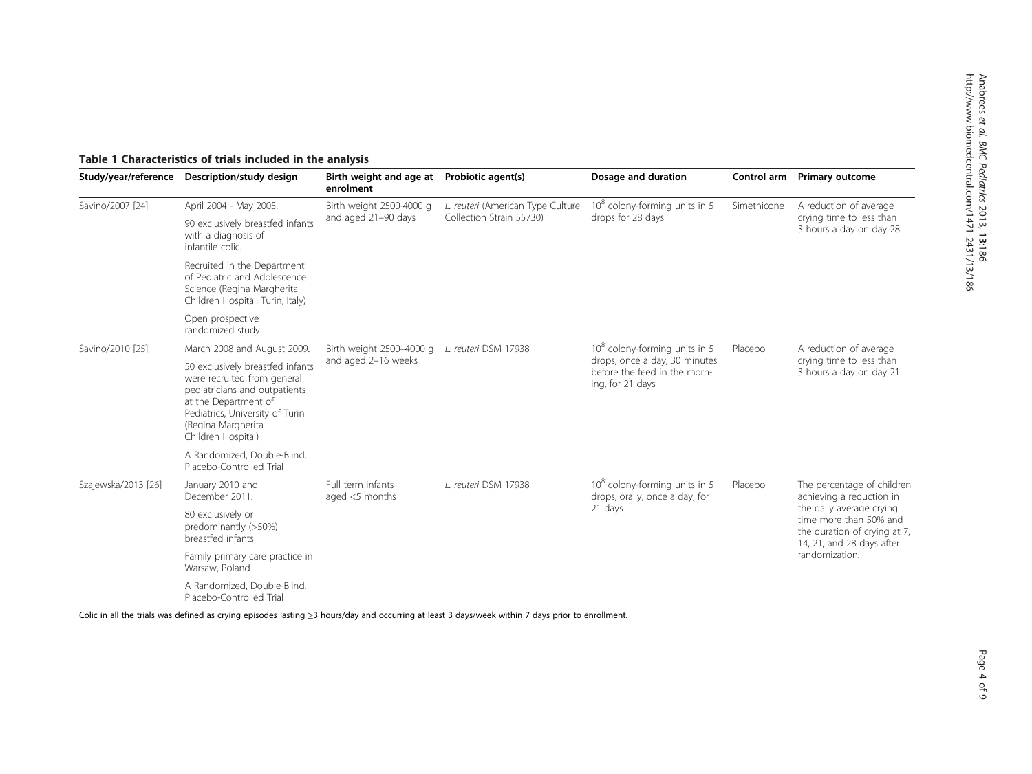**Table 1 Characteristics of trials included in the analysis**

| Study/year/reference | Description/study design | Birth weight and age at enrolment | Probiotic agent(s) | Dosage and duration | Control arm | Primary outcome |
|---|---|---|---|---|---|---|
| Savino/2007 [24] | April 2004 - May 2005.<br>90 exclusively breastfed infants with a diagnosis of infantile colic.<br>Recruited in the Department of Pediatric and Adolescence Science (Regina Margherita Children Hospital, Turin, Italy)<br>Open prospective randomized study. | Birth weight 2500-4000 g and aged 21–90 days | *L. reuteri* (American Type Culture Collection Strain 55730) | $10^8$ colony-forming units in 5 drops for 28 days | Simethicone | A reduction of average crying time to less than 3 hours a day on day 28. |
| Savino/2010 [25] | March 2008 and August 2009.<br>50 exclusively breastfed infants were recruited from general pediatricians and outpatients at the Department of Pediatrics, University of Turin (Regina Margherita Children Hospital)<br>A Randomized, Double-Blind, Placebo-Controlled Trial | Birth weight 2500–4000 g and aged 2–16 weeks | *L. reuteri* DSM 17938 | $10^8$ colony-forming units in 5 drops, once a day, 30 minutes before the feed in the morning, for 21 days | Placebo | A reduction of average crying time to less than 3 hours a day on day 21. |
| Szajewska/2013 [26] | January 2010 and December 2011.<br>80 exclusively or predominantly (>50%) breastfed infants<br>Family primary care practice in Warsaw, Poland<br>A Randomized, Double-Blind, Placebo-Controlled Trial | Full term infants aged <5 months | *L. reuteri* DSM 17938 | $10^8$ colony-forming units in 5 drops, orally, once a day, for 21 days | Placebo | The percentage of children achieving a reduction in the daily average crying time more than 50% and the duration of crying at 7, 14, 21, and 28 days after randomization. |

Colic in all the trials was defined as crying episodes lasting ≥3 hours/day and occurring at least 3 days/week within 7 days prior to enrollment.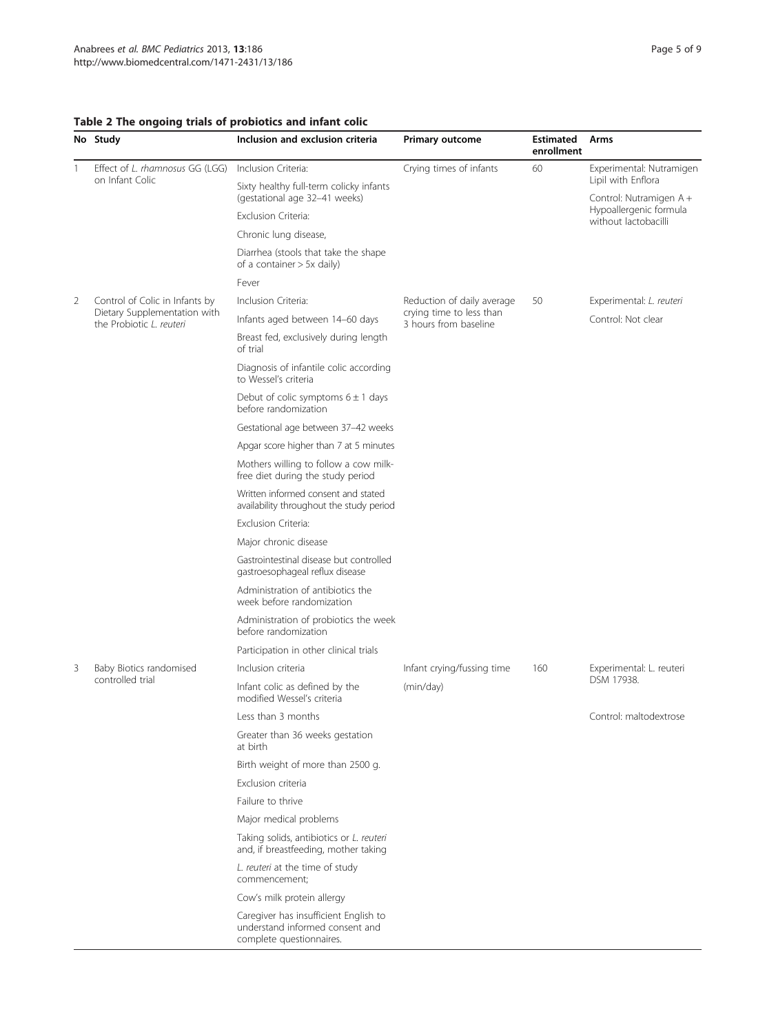**Table 2 The ongoing trials of probiotics and infant colic**

| No | Study | Inclusion and exclusion criteria | Primary outcome | Estimated enrollment | Arms |
|---|---|---|---|---|---|
| 1 | Effect of *L. rhamnosus* GG (LGG) on Infant Colic | Inclusion Criteria: | Crying times of infants | 60 | Experimental: Nutramigen Lipil with Enflora |
| | | Sixty healthy full-term colicky infants (gestational age 32–41 weeks) | | | Control: Nutramigen A + Hypoallergenic formula without lactobacilli |
| | | Exclusion Criteria: | | | |
| | | Chronic lung disease, | | | |
| | | Diarrhea (stools that take the shape of a container > 5x daily) | | | |
| | | Fever | | | |
| 2 | Control of Colic in Infants by Dietary Supplementation with the Probiotic *L. reuteri* | Inclusion Criteria: | Reduction of daily average crying time to less than 3 hours from baseline | 50 | Experimental: *L. reuteri* |
| | | Infants aged between 14–60 days | | | Control: Not clear |
| | | Breast fed, exclusively during length of trial | | | |
| | | Diagnosis of infantile colic according to Wessel's criteria | | | |
| | | Debut of colic symptoms 6 ± 1 days before randomization | | | |
| | | Gestational age between 37–42 weeks | | | |
| | | Apgar score higher than 7 at 5 minutes | | | |
| | | Mothers willing to follow a cow milk-free diet during the study period | | | |
| | | Written informed consent and stated availability throughout the study period | | | |
| | | Exclusion Criteria: | | | |
| | | Major chronic disease | | | |
| | | Gastrointestinal disease but controlled gastroesophageal reflux disease | | | |
| | | Administration of antibiotics the week before randomization | | | |
| | | Administration of probiotics the week before randomization | | | |
| | | Participation in other clinical trials | | | |
| 3 | Baby Biotics randomised controlled trial | Inclusion criteria | Infant crying/fussing time | 160 | Experimental: L. reuteri DSM 17938. |
| | | Infant colic as defined by the modified Wessel's criteria | (min/day) | | |
| | | Less than 3 months | | | Control: maltodextrose |
| | | Greater than 36 weeks gestation at birth | | | |
| | | Birth weight of more than 2500 g. | | | |
| | | Exclusion criteria | | | |
| | | Failure to thrive | | | |
| | | Major medical problems | | | |
| | | Taking solids, antibiotics or *L. reuteri* and, if breastfeeding, mother taking | | | |
| | | *L. reuteri* at the time of study commencement; | | | |
| | | Cow's milk protein allergy | | | |
| | | Caregiver has insufficient English to understand informed consent and complete questionnaires. | | | |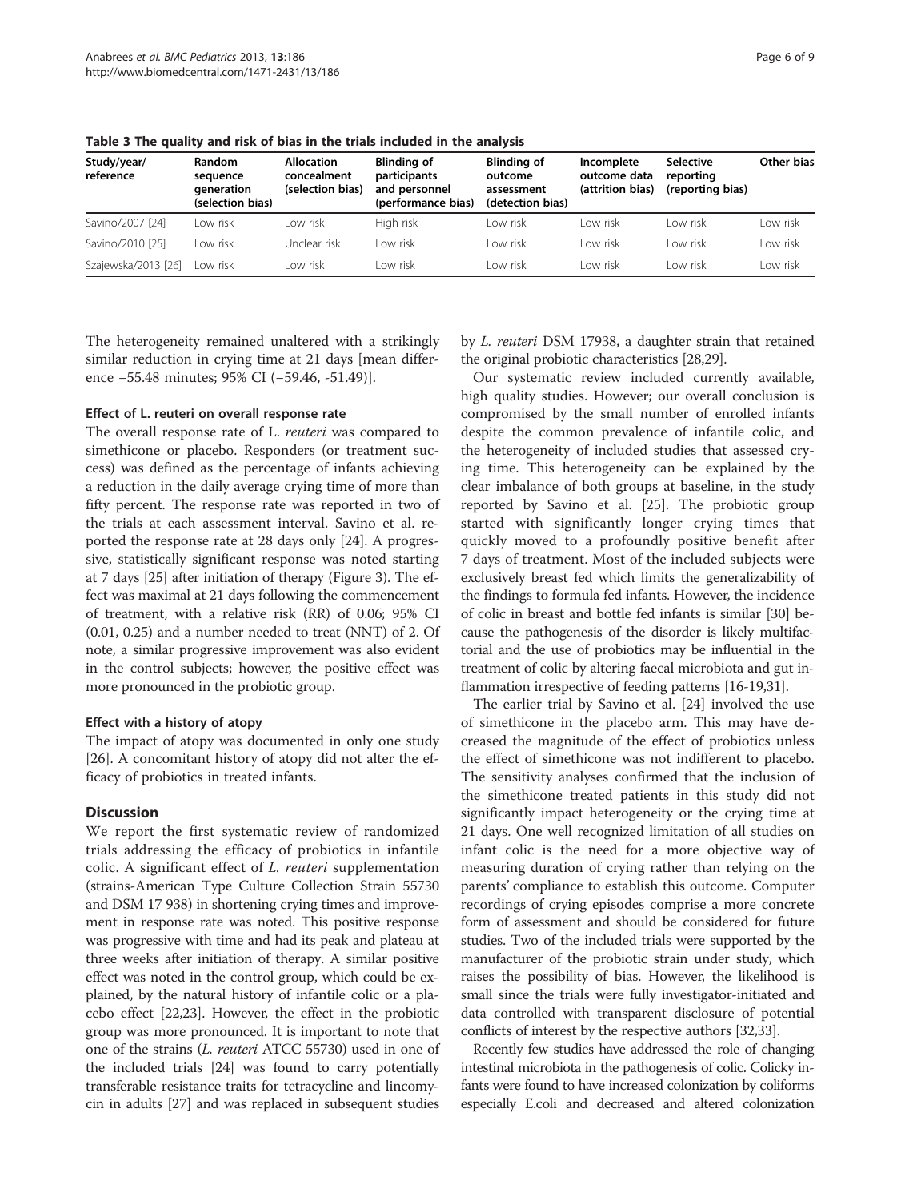**Table 3 The quality and risk of bias in the trials included in the analysis**

| Study/year/ reference | Random sequence generation (selection bias) | Allocation concealment (selection bias) | Blinding of participants and personnel (performance bias) | Blinding of outcome assessment (detection bias) | Incomplete outcome data (attrition bias) | Selective reporting (reporting bias) | Other bias |
|---|---|---|---|---|---|---|---|
| Savino/2007 [24] | Low risk | Low risk | High risk | Low risk | Low risk | Low risk | Low risk |
| Savino/2010 [25] | Low risk | Unclear risk | Low risk | Low risk | Low risk | Low risk | Low risk |
| Szajewska/2013 [26] | Low risk | Low risk | Low risk | Low risk | Low risk | Low risk | Low risk |

The heterogeneity remained unaltered with a strikingly similar reduction in crying time at 21 days [mean difference −55.48 minutes; 95% CI (−59.46, -51.49)].

#### Effect of L. reuteri on overall response rate

The overall response rate of L. *reuteri* was compared to simethicone or placebo. Responders (or treatment success) was defined as the percentage of infants achieving a reduction in the daily average crying time of more than fifty percent. The response rate was reported in two of the trials at each assessment interval. Savino et al. reported the response rate at 28 days only [24]. A progressive, statistically significant response was noted starting at 7 days [25] after initiation of therapy (Figure 3). The effect was maximal at 21 days following the commencement of treatment, with a relative risk (RR) of 0.06; 95% CI (0.01, 0.25) and a number needed to treat (NNT) of 2. Of note, a similar progressive improvement was also evident in the control subjects; however, the positive effect was more pronounced in the probiotic group.

#### Effect with a history of atopy

The impact of atopy was documented in only one study [26]. A concomitant history of atopy did not alter the efficacy of probiotics in treated infants.

## Discussion

We report the first systematic review of randomized trials addressing the efficacy of probiotics in infantile colic. A significant effect of *L. reuteri* supplementation (strains-American Type Culture Collection Strain 55730 and DSM 17 938) in shortening crying times and improvement in response rate was noted. This positive response was progressive with time and had its peak and plateau at three weeks after initiation of therapy. A similar positive effect was noted in the control group, which could be explained, by the natural history of infantile colic or a placebo effect [22,23]. However, the effect in the probiotic group was more pronounced. It is important to note that one of the strains (*L. reuteri* ATCC 55730) used in one of the included trials [24] was found to carry potentially transferable resistance traits for tetracycline and lincomycin in adults [27] and was replaced in subsequent studies by *L. reuteri* DSM 17938, a daughter strain that retained the original probiotic characteristics [28,29].

Our systematic review included currently available, high quality studies. However; our overall conclusion is compromised by the small number of enrolled infants despite the common prevalence of infantile colic, and the heterogeneity of included studies that assessed crying time. This heterogeneity can be explained by the clear imbalance of both groups at baseline, in the study reported by Savino et al. [25]. The probiotic group started with significantly longer crying times that quickly moved to a profoundly positive benefit after 7 days of treatment. Most of the included subjects were exclusively breast fed which limits the generalizability of the findings to formula fed infants. However, the incidence of colic in breast and bottle fed infants is similar [30] because the pathogenesis of the disorder is likely multifactorial and the use of probiotics may be influential in the treatment of colic by altering faecal microbiota and gut inflammation irrespective of feeding patterns [16-19,31].

The earlier trial by Savino et al. [24] involved the use of simethicone in the placebo arm. This may have decreased the magnitude of the effect of probiotics unless the effect of simethicone was not indifferent to placebo. The sensitivity analyses confirmed that the inclusion of the simethicone treated patients in this study did not significantly impact heterogeneity or the crying time at 21 days. One well recognized limitation of all studies on infant colic is the need for a more objective way of measuring duration of crying rather than relying on the parents' compliance to establish this outcome. Computer recordings of crying episodes comprise a more concrete form of assessment and should be considered for future studies. Two of the included trials were supported by the manufacturer of the probiotic strain under study, which raises the possibility of bias. However, the likelihood is small since the trials were fully investigator-initiated and data controlled with transparent disclosure of potential conflicts of interest by the respective authors [32,33].

Recently few studies have addressed the role of changing intestinal microbiota in the pathogenesis of colic. Colicky infants were found to have increased colonization by coliforms especially E.coli and decreased and altered colonization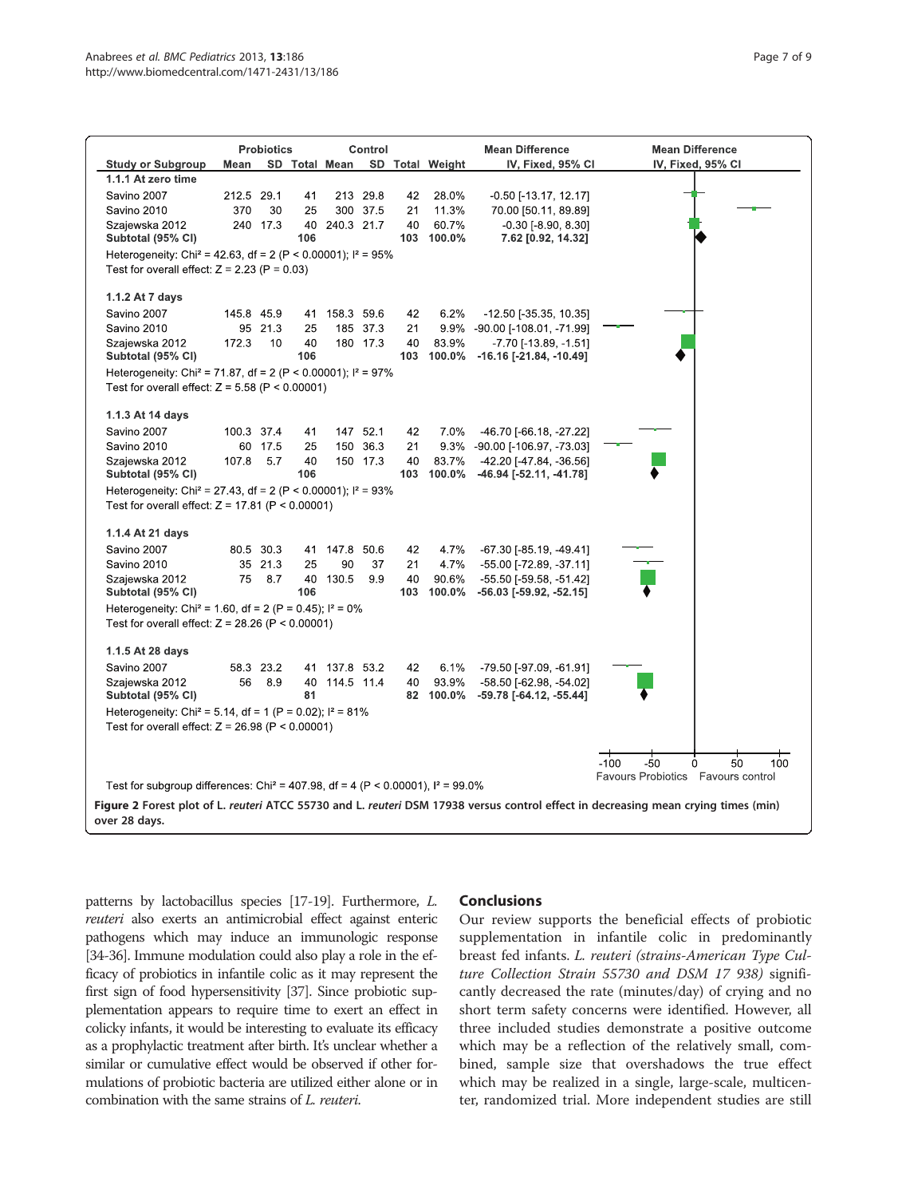| Study or Subgroup | Probiotics Mean | Probiotics SD | Probiotics Total | Control Mean | Control SD | Control Total | Weight | Mean Difference IV, Fixed, 95% CI |
|---|---|---|---|---|---|---|---|---|
| **1.1.1 At zero time** | | | | | | | | |
| Savino 2007 | 212.5 | 29.1 | 41 | 213 | 29.8 | 42 | 28.0% | -0.50 [-13.17, 12.17] |
| Savino 2010 | 370 | 30 | 25 | 300 | 37.5 | 21 | 11.3% | 70.00 [50.11, 89.89] |
| Szajewska 2012 | 240 | 17.3 | 40 | 240.3 | 21.7 | 40 | 60.7% | -0.30 [-8.90, 8.30] |
| **Subtotal (95% CI)** | | | **106** | | | **103** | **100.0%** | **7.62 [0.92, 14.32]** |
| Heterogeneity: $Chi^2 = 42.63$, df = 2 ($P < 0.00001$); $I^2 = 95\%$ | | | | | | | | |
| Test for overall effect: Z = 2.23 (P = 0.03) | | | | | | | | |
| **1.1.2 At 7 days** | | | | | | | | |
| Savino 2007 | 145.8 | 45.9 | 41 | 158.3 | 59.6 | 42 | 6.2% | -12.50 [-35.35, 10.35] |
| Savino 2010 | 95 | 21.3 | 25 | 185 | 37.3 | 21 | 9.9% | -90.00 [-108.01, -71.99] |
| Szajewska 2012 | 172.3 | 10 | 40 | 180 | 17.3 | 40 | 83.9% | -7.70 [-13.89, -1.51] |
| **Subtotal (95% CI)** | | | **106** | | | **103** | **100.0%** | **-16.16 [-21.84, -10.49]** |
| Heterogeneity: $Chi^2 = 71.87$, df = 2 ($P < 0.00001$); $I^2 = 97\%$ | | | | | | | | |
| Test for overall effect: Z = 5.58 (P < 0.00001) | | | | | | | | |
| **1.1.3 At 14 days** | | | | | | | | |
| Savino 2007 | 100.3 | 37.4 | 41 | 147 | 52.1 | 42 | 7.0% | -46.70 [-66.18, -27.22] |
| Savino 2010 | 60 | 17.5 | 25 | 150 | 36.3 | 21 | 9.3% | -90.00 [-106.97, -73.03] |
| Szajewska 2012 | 107.8 | 5.7 | 40 | 150 | 17.3 | 40 | 83.7% | -42.20 [-47.84, -36.56] |
| **Subtotal (95% CI)** | | | **106** | | | **103** | **100.0%** | **-46.94 [-52.11, -41.78]** |
| Heterogeneity: $Chi^2 = 27.43$, df = 2 ($P < 0.00001$); $I^2 = 93\%$ | | | | | | | | |
| Test for overall effect: Z = 17.81 (P < 0.00001) | | | | | | | | |
| **1.1.4 At 21 days** | | | | | | | | |
| Savino 2007 | 80.5 | 30.3 | 41 | 147.8 | 50.6 | 42 | 4.7% | -67.30 [-85.19, -49.41] |
| Savino 2010 | 35 | 21.3 | 25 | 90 | 37 | 21 | 4.7% | -55.00 [-72.89, -37.11] |
| Szajewska 2012 | 75 | 8.7 | 40 | 130.5 | 9.9 | 40 | 90.6% | -55.50 [-59.58, -51.42] |
| **Subtotal (95% CI)** | | | **106** | | | **103** | **100.0%** | **-56.03 [-59.92, -52.15]** |
| Heterogeneity: $Chi^2 = 1.60$, df = 2 ($P = 0.45$); $I^2 = 0\%$ | | | | | | | | |
| Test for overall effect: Z = 28.26 (P < 0.00001) | | | | | | | | |
| **1.1.5 At 28 days** | | | | | | | | |
| Savino 2007 | 58.3 | 23.2 | 41 | 137.8 | 53.2 | 42 | 6.1% | -79.50 [-97.09, -61.91] |
| Szajewska 2012 | 56 | 8.9 | 40 | 114.5 | 11.4 | 40 | 93.9% | -58.50 [-62.98, -54.02] |
| **Subtotal (95% CI)** | | | **81** | | | **82** | **100.0%** | **-59.78 [-64.12, -55.44]** |
| Heterogeneity: $Chi^2 = 5.14$, df = 1 ($P = 0.02$); $I^2 = 81\%$ | | | | | | | | |
| Test for overall effect: Z = 26.98 (P < 0.00001) | | | | | | | | |

Mean Difference IV, Fixed, 95% CI: -100, -50, 0, 50, 100 — Favours Probiotics / Favours control

Test for subgroup differences: $Chi^2 = 407.98$, df = 4 ($P < 0.00001$), $I^2 = 99.0\%$

**Figure 2** Forest plot of L. *reuteri* ATCC 55730 and L. *reuteri* DSM 17938 versus control effect in decreasing mean crying times (min) over 28 days.

patterns by lactobacillus species [17-19]. Furthermore, *L. reuteri* also exerts an antimicrobial effect against enteric pathogens which may induce an immunologic response [34-36]. Immune modulation could also play a role in the efficacy of probiotics in infantile colic as it may represent the first sign of food hypersensitivity [37]. Since probiotic supplementation appears to require time to exert an effect in colicky infants, it would be interesting to evaluate its efficacy as a prophylactic treatment after birth. It's unclear whether a similar or cumulative effect would be observed if other formulations of probiotic bacteria are utilized either alone or in combination with the same strains of *L. reuteri*.

## Conclusions

Our review supports the beneficial effects of probiotic supplementation in infantile colic in predominantly breast fed infants. *L. reuteri (strains-American Type Culture Collection Strain 55730 and DSM 17 938)* significantly decreased the rate (minutes/day) of crying and no short term safety concerns were identified. However, all three included studies demonstrate a positive outcome which may be a reflection of the relatively small, combined, sample size that overshadows the true effect which may be realized in a single, large-scale, multicenter, randomized trial. More independent studies are still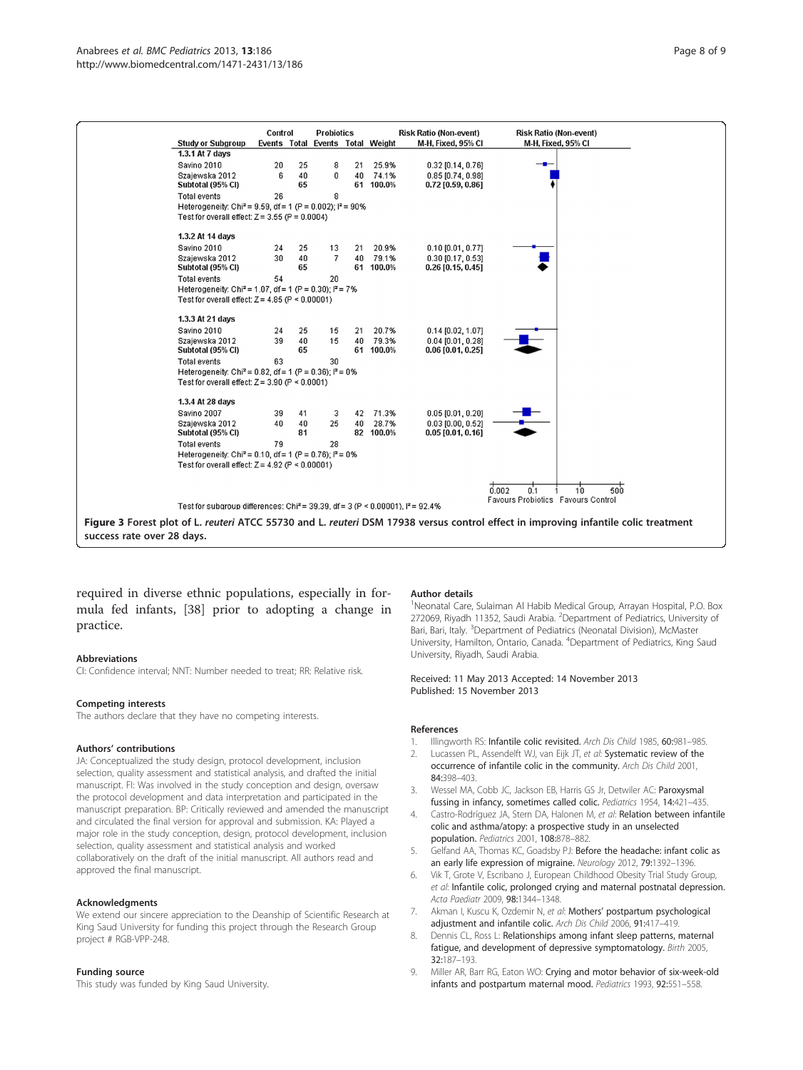| Study or Subgroup | Control Events | Control Total | Probiotics Events | Probiotics Total | Weight | Risk Ratio (Non-event) M-H, Fixed, 95% CI |
|---|---|---|---|---|---|---|
| **1.3.1 At 7 days** | | | | | | |
| Savino 2010 | 20 | 25 | 8 | 21 | 25.9% | 0.32 [0.14, 0.76] |
| Szajewska 2012 | 6 | 40 | 0 | 40 | 74.1% | 0.85 [0.74, 0.98] |
| **Subtotal (95% CI)** | | **65** | | **61** | **100.0%** | **0.72 [0.59, 0.86]** |
| Total events | 26 | | 8 | | | |
| Heterogeneity: Chi² = 9.59, df = 1 (P = 0.002); I² = 90% | | | | | | |
| Test for overall effect: Z = 3.55 (P = 0.0004) | | | | | | |
| **1.3.2 At 14 days** | | | | | | |
| Savino 2010 | 24 | 25 | 13 | 21 | 20.9% | 0.10 [0.01, 0.77] |
| Szajewska 2012 | 30 | 40 | 7 | 40 | 79.1% | 0.30 [0.17, 0.53] |
| **Subtotal (95% CI)** | | **65** | | **61** | **100.0%** | **0.26 [0.15, 0.45]** |
| Total events | 54 | | 20 | | | |
| Heterogeneity: Chi² = 1.07, df = 1 (P = 0.30); I² = 7% | | | | | | |
| Test for overall effect: Z = 4.85 (P < 0.00001) | | | | | | |
| **1.3.3 At 21 days** | | | | | | |
| Savino 2010 | 24 | 25 | 15 | 21 | 20.7% | 0.14 [0.02, 1.07] |
| Szajewska 2012 | 39 | 40 | 15 | 40 | 79.3% | 0.04 [0.01, 0.28] |
| **Subtotal (95% CI)** | | **65** | | **61** | **100.0%** | **0.06 [0.01, 0.25]** |
| Total events | 63 | | 30 | | | |
| Heterogeneity: Chi² = 0.82, df = 1 (P = 0.36); I² = 0% | | | | | | |
| Test for overall effect: Z = 3.90 (P < 0.0001) | | | | | | |
| **1.3.4 At 28 days** | | | | | | |
| Savino 2007 | 39 | 41 | 3 | 42 | 71.3% | 0.05 [0.01, 0.20] |
| Szajewska 2012 | 40 | 40 | 25 | 40 | 28.7% | 0.03 [0.00, 0.52] |
| **Subtotal (95% CI)** | | **81** | | **82** | **100.0%** | **0.05 [0.01, 0.16]** |
| Total events | 79 | | 28 | | | |
| Heterogeneity: Chi² = 0.10, df = 1 (P = 0.76); I² = 0% | | | | | | |
| Test for overall effect: Z = 4.92 (P < 0.00001) | | | | | | |

Test for subgroup differences: Chi² = 39.39, df = 3 (P < 0.00001), I² = 92.4%

Axis: 0.002, 0.1, 1, 10, 500 — Favours Probiotics / Favours Control

**Figure 3** Forest plot of *L. reuteri* ATCC 55730 and *L. reuteri* DSM 17938 versus control effect in improving infantile colic treatment success rate over 28 days.

required in diverse ethnic populations, especially in formula fed infants, [38] prior to adopting a change in practice.

### Abbreviations
CI: Confidence interval; NNT: Number needed to treat; RR: Relative risk.

### Competing interests
The authors declare that they have no competing interests.

### Authors' contributions
JA: Conceptualized the study design, protocol development, inclusion selection, quality assessment and statistical analysis, and drafted the initial manuscript. FI: Was involved in the study conception and design, oversaw the protocol development and data interpretation and participated in the manuscript preparation. BP: Critically reviewed and amended the manuscript and circulated the final version for approval and submission. KA: Played a major role in the study conception, design, protocol development, inclusion selection, quality assessment and statistical analysis and worked collaboratively on the draft of the initial manuscript. All authors read and approved the final manuscript.

### Acknowledgments
We extend our sincere appreciation to the Deanship of Scientific Research at King Saud University for funding this project through the Research Group project # RGB-VPP-248.

### Funding source
This study was funded by King Saud University.

### Author details
[1]Neonatal Care, Sulaiman Al Habib Medical Group, Arrayan Hospital, P.O. Box 272069, Riyadh 11352, Saudi Arabia. [2]Department of Pediatrics, University of Bari, Bari, Italy. [3]Department of Pediatrics (Neonatal Division), McMaster University, Hamilton, Ontario, Canada. [4]Department of Pediatrics, King Saud University, Riyadh, Saudi Arabia.

Received: 11 May 2013 Accepted: 14 November 2013
Published: 15 November 2013

### References
1. Illingworth RS: **Infantile colic revisited.** *Arch Dis Child* 1985, **60:**981–985.
2. Lucassen PL, Assendelft WJ, van Eijk JT, *et al*: **Systematic review of the occurrence of infantile colic in the community.** *Arch Dis Child* 2001, **84:**398–403.
3. Wessel MA, Cobb JC, Jackson EB, Harris GS Jr, Detwiler AC: **Paroxysmal fussing in infancy, sometimes called colic.** *Pediatrics* 1954, **14:**421–435.
4. Castro-Rodríguez JA, Stern DA, Halonen M, *et al*: **Relation between infantile colic and asthma/atopy: a prospective study in an unselected population.** *Pediatrics* 2001, **108:**878–882.
5. Gelfand AA, Thomas KC, Goadsby PJ: **Before the headache: infant colic as an early life expression of migraine.** *Neurology* 2012, **79:**1392–1396.
6. Vik T, Grote V, Escribano J, European Childhood Obesity Trial Study Group, *et al*: **Infantile colic, prolonged crying and maternal postnatal depression.** *Acta Paediatr* 2009, **98:**1344–1348.
7. Akman I, Kuscu K, Ozdemir N, *et al*: **Mothers' postpartum psychological adjustment and infantile colic.** *Arch Dis Child* 2006, **91:**417–419.
8. Dennis CL, Ross L: **Relationships among infant sleep patterns, maternal fatigue, and development of depressive symptomatology.** *Birth* 2005, **32:**187–193.
9. Miller AR, Barr RG, Eaton WO: **Crying and motor behavior of six-week-old infants and postpartum maternal mood.** *Pediatrics* 1993, **92:**551–558.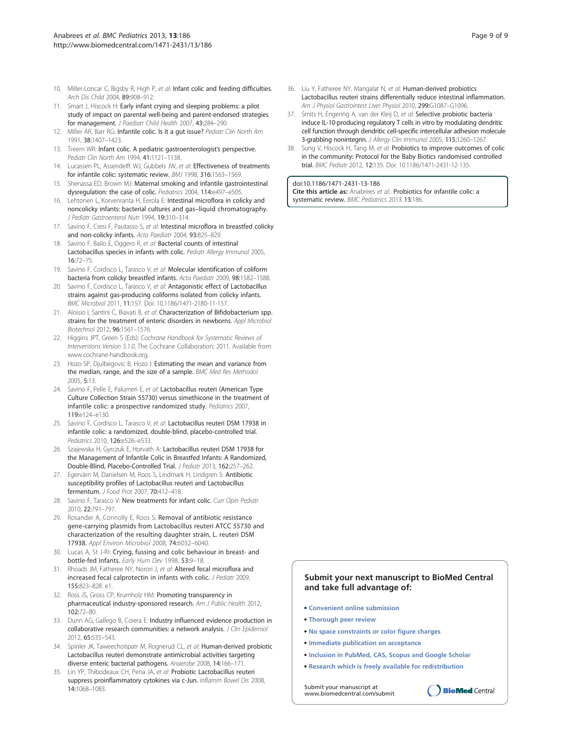10. Miller-Loncar C, Bigsby R, High P, *et al*: **Infant colic and feeding difficulties.** *Arch Dis Child* 2004, **89:**908–912.
11. Smart J, Hiscock H: **Early infant crying and sleeping problems: a pilot study of impact on parental well-being and parent-endorsed strategies for management.** *J Paediatr Child Health* 2007, **43:**284–290.
12. Miller AR, Barr RG: **Infantile colic. Is it a gut issue?** *Pediatr Clin North Am* 1991, **38:**1407–1423.
13. Treem WR: **Infant colic. A pediatric gastroenterologist's perspective.** *Pediatr Clin North Am* 1994, **41:**1121–1138.
14. Lucassen PL, Assendelft WJ, Gubbels JW, *et al*: **Effectiveness of treatments for infantile colic: systematic review.** *BMJ* 1998, **316:**1563–1569.
15. Shenassa ED, Brown MJ: **Maternal smoking and infantile gastrointestinal dysregulation: the case of colic.** *Pediatrics* 2004, **114:**e497–e505.
16. Lehtonen L, Korvenranta H, Eerola E: **Intestinal microflora in colicky and noncolicky infants: bacterial cultures and gas–liquid chromatography.** *J Pediatr Gastroenterol Nutr* 1994, **19:**310–314.
17. Savino F, Cresi F, Pautasso S, *et al*: **Intestinal microflora in breastfed colicky and non-colicky infants.** *Acta Paediatr* 2004, **93:**825–829.
18. Savino F, Bailo E, Oggero R, *et al*: **Bacterial counts of intestinal Lactobacillus species in infants with colic.** *Pediatr Allergy Immunol* 2005, **16:**72–75.
19. Savino F, Cordisco L, Tarasco V, *et al*: **Molecular identification of coliform bacteria from colicky breastfed infants.** *Acta Paediatr* 2009, **98:**1582–1588.
20. Savino F, Cordisco L, Tarasco V, *et al*: **Antagonistic effect of Lactobacillus strains against gas-producing coliforms isolated from colicky infants.** *BMC Microbiol* 2011, **11:**157. Doi: 10.1186/1471-2180-11-157.
21. Aloisio I, Santini C, Biavati B, *et al*: **Characterization of Bifidobacterium spp. strains for the treatment of enteric disorders in newborns.** *Appl Microbiol Biotechnol* 2012, **96:**1561–1576.
22. Higgins JPT, Green S (Eds): *Cochrane Handbook for Systematic Reviews of Interventions Version 5.1.0*, The Cochrane Collaboration; 2011. Available from www.cochrane-handbook.org.
23. Hozo SP, Djulbegovic B, Hozo I: **Estimating the mean and variance from the median, range, and the size of a sample.** *BMC Med Res Methodol* 2005, **5:**13.
24. Savino F, Pelle E, Palumeri E, *et al*: **Lactobacillus reuteri (American Type Culture Collection Strain 55730) versus simethicone in the treatment of infantile colic: a prospective randomized study.** *Pediatrics* 2007, **119:**e124–e130.
25. Savino F, Cordisco L, Tarasco V, *et al*: **Lactobacillus reuteri DSM 17938 in infantile colic: a randomized, double-blind, placebo-controlled trial.** *Pediatrics* 2010, **126:**e526–e533.
26. Szajewska H, Gyrczuk E, Horvath A: **Lactobacillus reuteri DSM 17938 for the Management of Infantile Colic in Breastfed Infants: A Randomized, Double-Blind, Placebo-Controlled Trial.** *J Pediatr* 2013, **162:**257–262.
27. Egervärn M, Danielsen M, Roos S, Lindmark H, Lindgren S: **Antibiotic susceptibility profiles of Lactobacillus reuteri and Lactobacillus fermentum.** *J Food Prot* 2007, **70:**412–418.
28. Savino F, Tarasco V: **New treatments for infant colic.** *Curr Opin Pediatr* 2010, **22:**791–797.
29. Rosander A, Connolly E, Roos S: **Removal of antibiotic resistance gene-carrying plasmids from Lactobacillus reuteri ATCC 55730 and characterization of the resulting daughter strain, L. reuteri DSM 17938.** *Appl Environ Microbiol* 2008, **74:**6032–6040.
30. Lucas A, St J-RI: **Crying, fussing and colic behaviour in breast- and bottle-fed infants.** *Early Hum Dev* 1998, **53:**9–18.
31. Rhoads JM, Fatheree NY, Norori J, *et al*: **Altered fecal microflora and increased fecal calprotectin in infants with colic.** *J Pediatr* 2009, **155:**823–828. e1.
32. Ross JS, Gross CP, Krumholz HM: **Promoting transparency in pharmaceutical industry-sponsored research.** *Am J Public Health* 2012, **102:**72–80.
33. Dunn AG, Gallego B, Coiera E: **Industry influenced evidence production in collaborative research communities: a network analysis.** *J Clin Epidemiol* 2012, **65:**535–543.
34. Spinler JK, Taweechotipatr M, Rognerud CL, *et al*: **Human-derived probiotic Lactobacillus reuteri demonstrate antimicrobial activities targeting diverse enteric bacterial pathogens.** *Anaerobe* 2008, **14:**166–171.
35. Lin YP, Thibodeaux CH, Pena JA, *et al*: **Probiotic Lactobacillus reuteri suppress proinflammatory cytokines via c-Jun.** *Inflamm Bowel Dis* 2008, **14:**1068–1083.
36. Liu Y, Fatheree NY, Mangalat N, *et al*: **Human-derived probiotics Lactobacillus reuteri strains differentially reduce intestinal inflammation.** *Am J Physiol Gastrointest Liver Physiol* 2010, **299:**G1087–G1096.
37. Smits H, Engering A, van der Kleij D, *et al*: **Selective probiotic bacteria induce IL-10-producing regulatory T cells in vitro by modulating dendritic cell function through dendritic cell-specific intercellular adhesion molecule 3-grabbing nonintegrin.** *J Allergy Clin Immunol* 2005, **115:**1260–1267.
38. Sung V, Hiscock H, Tang M, *et al*: **Probiotics to improve outcomes of colic in the community: Protocol for the Baby Biotics randomised controlled trial.** *BMC Pediatr* 2012, **12:**135. Doi: 10.1186/1471-2431-12-135.

doi:10.1186/1471-2431-13-186
**Cite this article as:** Anabrees *et al.*: Probiotics for infantile colic: a systematic review. *BMC Pediatrics* 2013 **13**:186.

**Submit your next manuscript to BioMed Central and take full advantage of:**

- **Convenient online submission**
- **Thorough peer review**
- **No space constraints or color figure charges**
- **Immediate publication on acceptance**
- **Inclusion in PubMed, CAS, Scopus and Google Scholar**
- **Research which is freely available for redistribution**

Submit your manuscript at
www.biomedcentral.com/submit

BioMed Central